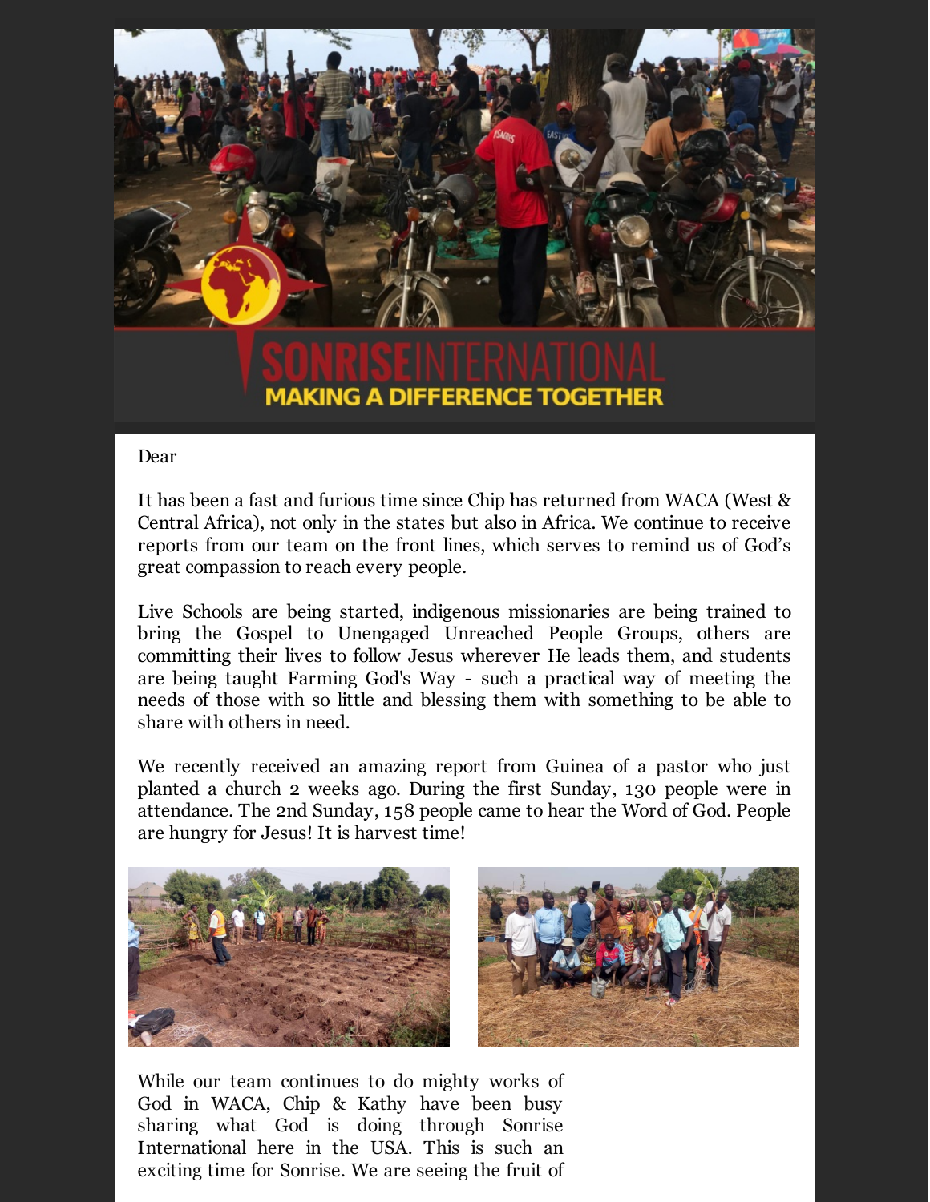SONRISEINTERNATIONAL
MAKING A DIFFERENCE TOGETHER

Dear

It has been a fast and furious time since Chip has returned from WACA (West & Central Africa), not only in the states but also in Africa. We continue to receive reports from our team on the front lines, which serves to remind us of God's great compassion to reach every people.

Live Schools are being started, indigenous missionaries are being trained to bring the Gospel to Unengaged Unreached People Groups, others are committing their lives to follow Jesus wherever He leads them, and students are being taught Farming God's Way - such a practical way of meeting the needs of those with so little and blessing them with something to be able to share with others in need.

We recently received an amazing report from Guinea of a pastor who just planted a church 2 weeks ago. During the first Sunday, 130 people were in attendance. The 2nd Sunday, 158 people came to hear the Word of God. People are hungry for Jesus! It is harvest time!

While our team continues to do mighty works of God in WACA, Chip & Kathy have been busy sharing what God is doing through Sonrise International here in the USA. This is such an exciting time for Sonrise. We are seeing the fruit of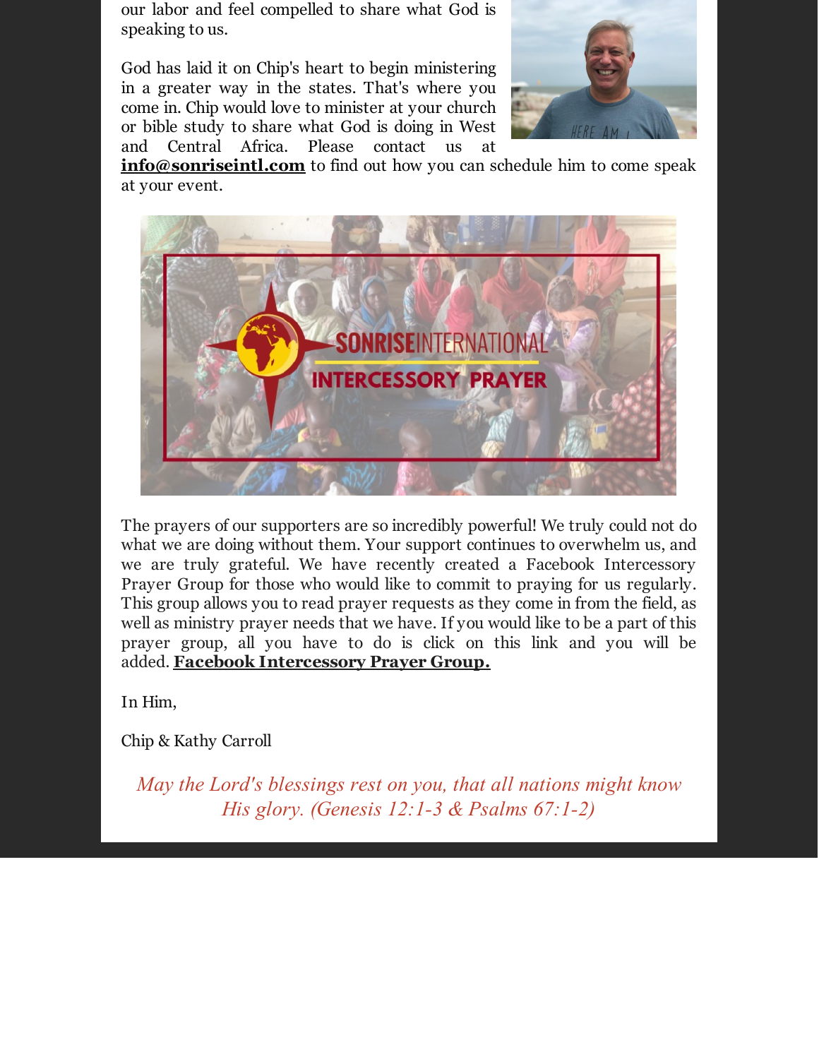our labor and feel compelled to share what God is speaking to us.

God has laid it on Chip's heart to begin ministering in a greater way in the states. That's where you come in. Chip would love to minister at your church or bible study to share what God is doing in West and Central Africa. Please contact us at **info@sonriseintl.com** to find out how you can schedule him to come speak at your event.

The prayers of our supporters are so incredibly powerful! We truly could not do what we are doing without them. Your support continues to overwhelm us, and we are truly grateful. We have recently created a Facebook Intercessory Prayer Group for those who would like to commit to praying for us regularly. This group allows you to read prayer requests as they come in from the field, as well as ministry prayer needs that we have. If you would like to be a part of this prayer group, all you have to do is click on this link and you will be added. **Facebook Intercessory Prayer Group.**

In Him,

Chip & Kathy Carroll

*May the Lord's blessings rest on you, that all nations might know His glory. (Genesis 12:1-3 & Psalms 67:1-2)*